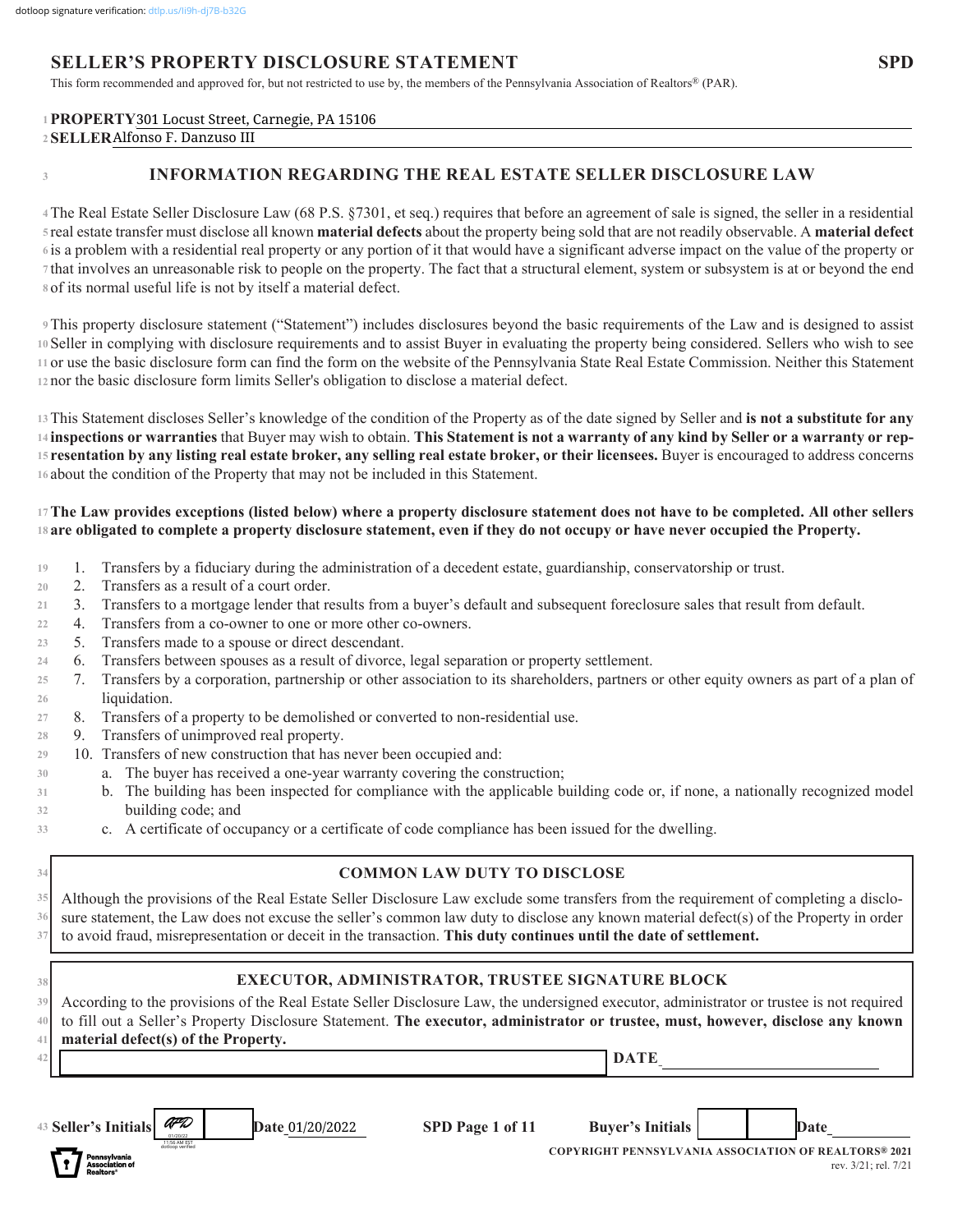dotloop signature verification: dtlp.us/li9h-dj7B-b32G

# SELLER'S PROPERTY DISCLOSURE STATEMENT

**SPD**

This form recommended and approved for, but not restricted to use by, the members of the Pennsylvania Association of Realtors® (PAR).

**PROPERTY** 301 Locust Street, Carnegie, PA 15106

**SELLER** Alfonso F. Danzuso III

## INFORMATION REGARDING THE REAL ESTATE SELLER DISCLOSURE LAW

The Real Estate Seller Disclosure Law (68 P.S. §7301, et seq.) requires that before an agreement of sale is signed, the seller in a residential real estate transfer must disclose all known **material defects** about the property being sold that are not readily observable. A **material defect** is a problem with a residential real property or any portion of it that would have a significant adverse impact on the value of the property or that involves an unreasonable risk to people on the property. The fact that a structural element, system or subsystem is at or beyond the end of its normal useful life is not by itself a material defect.

This property disclosure statement ("Statement") includes disclosures beyond the basic requirements of the Law and is designed to assist Seller in complying with disclosure requirements and to assist Buyer in evaluating the property being considered. Sellers who wish to see or use the basic disclosure form can find the form on the website of the Pennsylvania State Real Estate Commission. Neither this Statement nor the basic disclosure form limits Seller's obligation to disclose a material defect.

This Statement discloses Seller's knowledge of the condition of the Property as of the date signed by Seller and **is not a substitute for any inspections or warranties** that Buyer may wish to obtain. **This Statement is not a warranty of any kind by Seller or a warranty or representation by any listing real estate broker, any selling real estate broker, or their licensees.** Buyer is encouraged to address concerns about the condition of the Property that may not be included in this Statement.

**The Law provides exceptions (listed below) where a property disclosure statement does not have to be completed. All other sellers are obligated to complete a property disclosure statement, even if they do not occupy or have never occupied the Property.**

1. Transfers by a fiduciary during the administration of a decedent estate, guardianship, conservatorship or trust.
2. Transfers as a result of a court order.
3. Transfers to a mortgage lender that results from a buyer's default and subsequent foreclosure sales that result from default.
4. Transfers from a co-owner to one or more other co-owners.
5. Transfers made to a spouse or direct descendant.
6. Transfers between spouses as a result of divorce, legal separation or property settlement.
7. Transfers by a corporation, partnership or other association to its shareholders, partners or other equity owners as part of a plan of liquidation.
8. Transfers of a property to be demolished or converted to non-residential use.
9. Transfers of unimproved real property.
10. Transfers of new construction that has never been occupied and:
    a. The buyer has received a one-year warranty covering the construction;
    b. The building has been inspected for compliance with the applicable building code or, if none, a nationally recognized model building code; and
    c. A certificate of occupancy or a certificate of code compliance has been issued for the dwelling.

### COMMON LAW DUTY TO DISCLOSE

Although the provisions of the Real Estate Seller Disclosure Law exclude some transfers from the requirement of completing a disclosure statement, the Law does not excuse the seller's common law duty to disclose any known material defect(s) of the Property in order to avoid fraud, misrepresentation or deceit in the transaction. **This duty continues until the date of settlement.**

### EXECUTOR, ADMINISTRATOR, TRUSTEE SIGNATURE BLOCK

According to the provisions of the Real Estate Seller Disclosure Law, the undersigned executor, administrator or trustee is not required to fill out a Seller's Property Disclosure Statement. **The executor, administrator or trustee, must, however, disclose any known material defect(s) of the Property.**

_______________________________ **DATE** ____________

**Seller's Initials** AFD (01/20/22 11:56 AM EST dotloop verified) | ____ **Date** 01/20/2022

**Buyer's Initials** ____ | ____ **Date** ____

COPYRIGHT PENNSYLVANIA ASSOCIATION OF REALTORS® 2021
rev. 3/21; rel. 7/21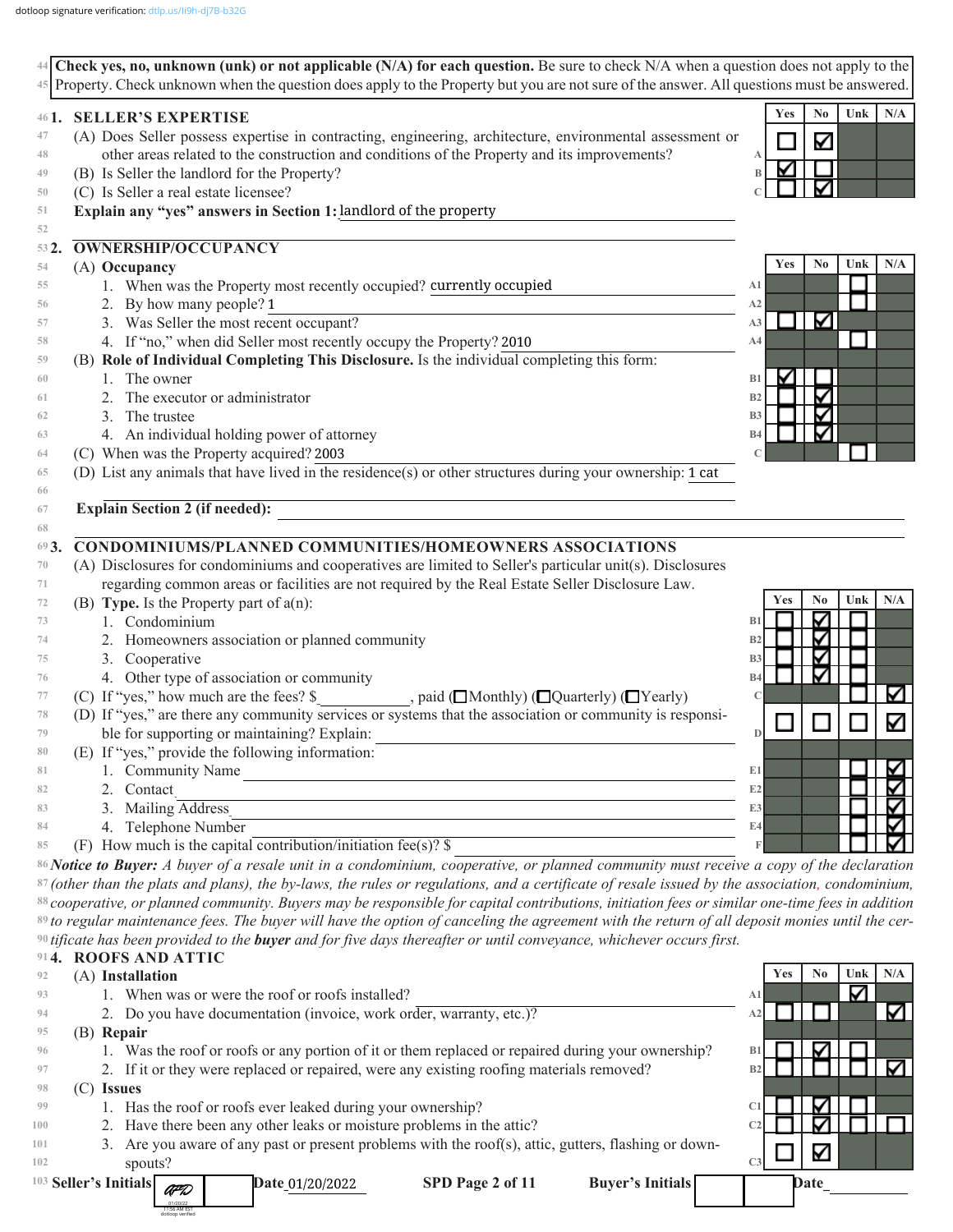**Check yes, no, unknown (unk) or not applicable (N/A) for each question.** Be sure to check N/A when a question does not apply to the Property. Check unknown when the question does apply to the Property but you are not sure of the answer. All questions must be answered.

## 1. SELLER'S EXPERTISE

| | Question | Yes | No | Unk | N/A |
|---|---|---|---|---|---|
| A | (A) Does Seller possess expertise in contracting, engineering, architecture, environmental assessment or other areas related to the construction and conditions of the Property and its improvements? | ☐ | ☑ | | |
| B | (B) Is Seller the landlord for the Property? | ☑ | ☐ | | |
| C | (C) Is Seller a real estate licensee? | ☐ | ☑ | | |

**Explain any "yes" answers in Section 1:** landlord of the property

## 2. OWNERSHIP/OCCUPANCY

| | Question | Yes | No | Unk | N/A |
|---|---|---|---|---|---|
| | (A) **Occupancy** | | | | |
| A1 | 1. When was the Property most recently occupied? currently occupied | | | ☐ | |
| A2 | 2. By how many people? 1 | | | ☐ | |
| A3 | 3. Was Seller the most recent occupant? | ☐ | ☑ | | |
| A4 | 4. If "no," when did Seller most recently occupy the Property? 2010 | | | ☐ | |
| | (B) **Role of Individual Completing This Disclosure.** Is the individual completing this form: | | | | |
| B1 | 1. The owner | ☑ | ☐ | | |
| B2 | 2. The executor or administrator | ☐ | ☑ | | |
| B3 | 3. The trustee | ☐ | ☑ | | |
| B4 | 4. An individual holding power of attorney | ☐ | ☑ | | |
| C | (C) When was the Property acquired? 2003 | | | ☐ | |

(D) List any animals that have lived in the residence(s) or other structures during your ownership: 1 cat

**Explain Section 2 (if needed):**

## 3. CONDOMINIUMS/PLANNED COMMUNITIES/HOMEOWNERS ASSOCIATIONS

(A) Disclosures for condominiums and cooperatives are limited to Seller's particular unit(s). Disclosures regarding common areas or facilities are not required by the Real Estate Seller Disclosure Law.

| | Question | Yes | No | Unk | N/A |
|---|---|---|---|---|---|
| | (B) **Type.** Is the Property part of a(n): | | | | |
| B1 | 1. Condominium | ☐ | ☑ | ☐ | |
| B2 | 2. Homeowners association or planned community | ☐ | ☑ | ☐ | |
| B3 | 3. Cooperative | ☐ | ☑ | ☐ | |
| B4 | 4. Other type of association or community | ☐ | ☑ | ☐ | |
| C | (C) If "yes," how much are the fees? $\_\_\_\_\_\_, paid (☐Monthly) (☐Quarterly) (☐Yearly) | | | ☐ | ☑ |
| D | (D) If "yes," are there any community services or systems that the association or community is responsible for supporting or maintaining? Explain: | ☐ | ☐ | ☐ | ☑ |
| | (E) If "yes," provide the following information: | | | | |
| E1 | 1. Community Name | | | ☐ | ☑ |
| E2 | 2. Contact | | | ☐ | ☑ |
| E3 | 3. Mailing Address | | | ☐ | ☑ |
| E4 | 4. Telephone Number | | | ☐ | ☑ |
| F | (F) How much is the capital contribution/initiation fee(s)? $ | | | ☐ | ☑ |

***Notice to Buyer:*** *A buyer of a resale unit in a condominium, cooperative, or planned community must receive a copy of the declaration (other than the plats and plans), the by-laws, the rules or regulations, and a certificate of resale issued by the association, condominium, cooperative, or planned community. Buyers may be responsible for capital contributions, initiation fees or similar one-time fees in addition to regular maintenance fees. The buyer will have the option of canceling the agreement with the return of all deposit monies until the certificate has been provided to the* ***buyer*** *and for five days thereafter or until conveyance, whichever occurs first.*

## 4. ROOFS AND ATTIC

| | Question | Yes | No | Unk | N/A |
|---|---|---|---|---|---|
| | (A) **Installation** | | | | |
| A1 | 1. When was or were the roof or roofs installed? | | | ☑ | |
| A2 | 2. Do you have documentation (invoice, work order, warranty, etc.)? | ☐ | ☐ | | ☑ |
| | (B) **Repair** | | | | |
| B1 | 1. Was the roof or roofs or any portion of it or them replaced or repaired during your ownership? | ☐ | ☑ | ☐ | |
| B2 | 2. If it or they were replaced or repaired, were any existing roofing materials removed? | ☐ | ☐ | ☐ | ☑ |
| | (C) **Issues** | | | | |
| C1 | 1. Has the roof or roofs ever leaked during your ownership? | ☐ | ☑ | ☐ | |
| C2 | 2. Have there been any other leaks or moisture problems in the attic? | ☐ | ☑ | ☐ | ☐ |
| C3 | 3. Are you aware of any past or present problems with the roof(s), attic, gutters, flashing or downspouts? | ☐ | ☑ | | |

Seller's Initials ______ Date 01/20/2022 Buyer's Initials ______ Date ______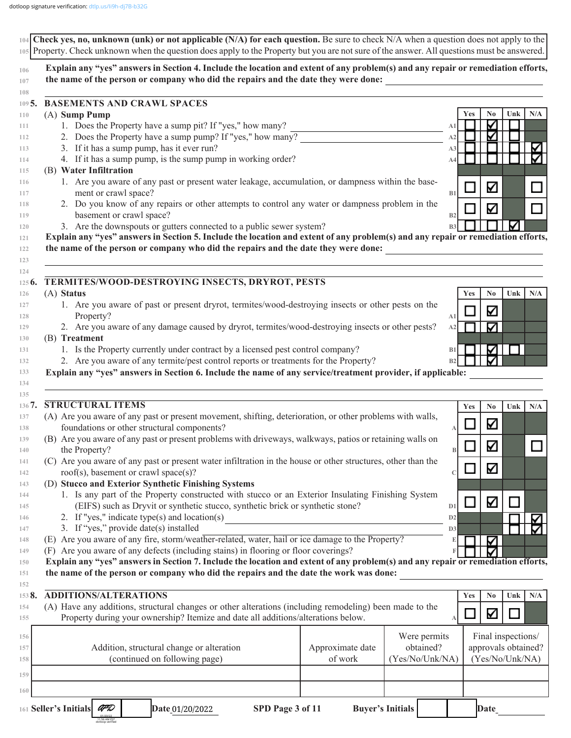dotloop signature verification: dtlp.us/li9h-dj7B-b32G

**Check yes, no, unknown (unk) or not applicable (N/A) for each question.** Be sure to check N/A when a question does not apply to the Property. Check unknown when the question does apply to the Property but you are not sure of the answer. All questions must be answered.

**Explain any "yes" answers in Section 4. Include the location and extent of any problem(s) and any repair or remediation efforts, the name of the person or company who did the repairs and the date they were done:** ______

## 5. BASEMENTS AND CRAWL SPACES

| | | Yes | No | Unk | N/A |
|---|---|---|---|---|---|
| **(A) Sump Pump** | | | | | |
| 1. Does the Property have a sump pit? If "yes," how many? ______ | A1 | ☐ | ☑ | ☐ | |
| 2. Does the Property have a sump pump? If "yes," how many? ______ | A2 | ☐ | ☑ | ☐ | |
| 3. If it has a sump pump, has it ever run? | A3 | ☐ | ☐ | ☐ | ☑ |
| 4. If it has a sump pump, is the sump pump in working order? | A4 | ☐ | ☐ | ☐ | ☑ |
| **(B) Water Infiltration** | | | | | |
| 1. Are you aware of any past or present water leakage, accumulation, or dampness within the basement or crawl space? | B1 | ☐ | ☑ | | ☐ |
| 2. Do you know of any repairs or other attempts to control any water or dampness problem in the basement or crawl space? | B2 | ☐ | ☑ | | ☐ |
| 3. Are the downspouts or gutters connected to a public sewer system? | B3 | ☐ | ☐ | ☑ | |

**Explain any "yes" answers in Section 5. Include the location and extent of any problem(s) and any repair or remediation efforts, the name of the person or company who did the repairs and the date they were done:** ______

## 6. TERMITES/WOOD-DESTROYING INSECTS, DRYROT, PESTS

| | | Yes | No | Unk | N/A |
|---|---|---|---|---|---|
| **(A) Status** | | | | | |
| 1. Are you aware of past or present dryrot, termites/wood-destroying insects or other pests on the Property? | A1 | ☐ | ☑ | | |
| 2. Are you aware of any damage caused by dryrot, termites/wood-destroying insects or other pests? | A2 | ☐ | ☑ | | |
| **(B) Treatment** | | | | | |
| 1. Is the Property currently under contract by a licensed pest control company? | B1 | ☐ | ☑ | ☐ | |
| 2. Are you aware of any termite/pest control reports or treatments for the Property? | B2 | ☐ | ☑ | | |

**Explain any "yes" answers in Section 6. Include the name of any service/treatment provider, if applicable:** ______

## 7. STRUCTURAL ITEMS

| | | Yes | No | Unk | N/A |
|---|---|---|---|---|---|
| (A) Are you aware of any past or present movement, shifting, deterioration, or other problems with walls, foundations or other structural components? | A | ☐ | ☑ | | |
| (B) Are you aware of any past or present problems with driveways, walkways, patios or retaining walls on the Property? | B | ☐ | ☑ | | ☐ |
| (C) Are you aware of any past or present water infiltration in the house or other structures, other than the roof(s), basement or crawl space(s)? | C | ☐ | ☑ | | |
| **(D) Stucco and Exterior Synthetic Finishing Systems** | | | | | |
| 1. Is any part of the Property constructed with stucco or an Exterior Insulating Finishing System (EIFS) such as Dryvit or synthetic stucco, synthetic brick or synthetic stone? | D1 | ☐ | ☑ | ☐ | |
| 2. If "yes," indicate type(s) and location(s) ______ | D2 | | | ☐ | ☑ |
| 3. If "yes," provide date(s) installed ______ | D3 | | | ☐ | ☑ |
| (E) Are you aware of any fire, storm/weather-related, water, hail or ice damage to the Property? | E | ☐ | ☑ | | |
| (F) Are you aware of any defects (including stains) in flooring or floor coverings? | F | ☐ | ☑ | | |

**Explain any "yes" answers in Section 7. Include the location and extent of any problem(s) and any repair or remediation efforts, the name of the person or company who did the repairs and the date the work was done:** ______

## 8. ADDITIONS/ALTERATIONS

| | | Yes | No | Unk | N/A |
|---|---|---|---|---|---|
| (A) Have any additions, structural changes or other alterations (including remodeling) been made to the Property during your ownership? Itemize and date all additions/alterations below. | A | ☐ | ☑ | ☐ | |

| Addition, structural change or alteration (continued on following page) | Approximate date of work | Were permits obtained? (Yes/No/Unk/NA) | Final inspections/ approvals obtained? (Yes/No/Unk/NA) |
|---|---|---|---|
| | | | |
| | | | |

Seller's Initials ______ Date 01/20/2022 SPD Page 3 of 11 Buyer's Initials ______ Date ______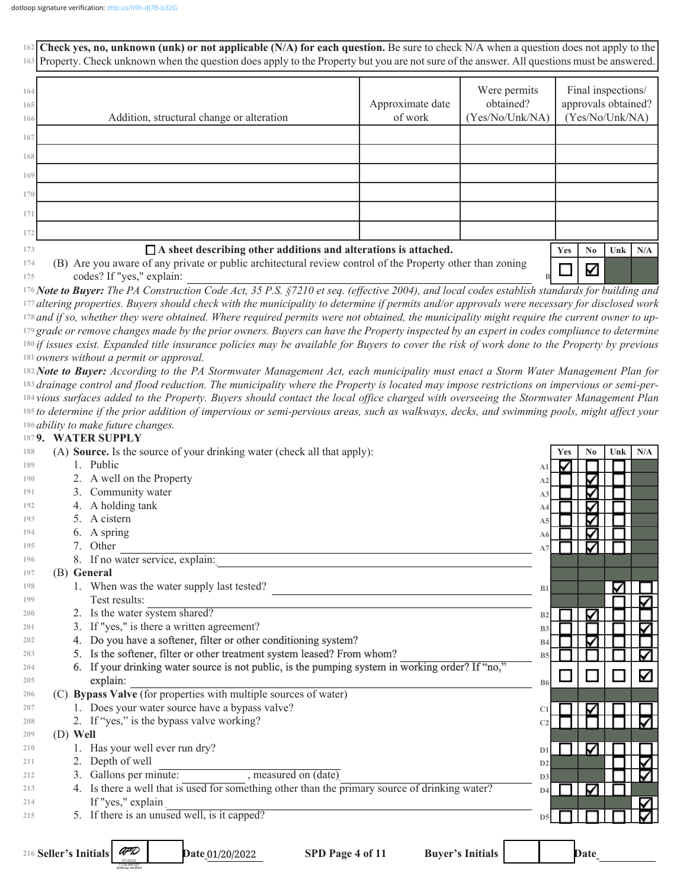**Check yes, no, unknown (unk) or not applicable (N/A) for each question.** Be sure to check N/A when a question does not apply to the Property. Check unknown when the question does apply to the Property but you are not sure of the answer. All questions must be answered.

| Addition, structural change or alteration | Approximate date of work | Were permits obtained? (Yes/No/Unk/NA) | Final inspections/ approvals obtained? (Yes/No/Unk/NA) |
|---|---|---|---|
| | | | |
| | | | |
| | | | |
| | | | |
| | | | |
| | | | |

☐ **A sheet describing other additions and alterations is attached.**

| | | Yes | No | Unk | N/A |
|---|---|---|---|---|---|
| (B) Are you aware of any private or public architectural review control of the Property other than zoning codes? If "yes," explain: | B | ☐ | ☑ | | |

***Note to Buyer:*** *The PA Construction Code Act, 35 P.S. §7210 et seq. (effective 2004), and local codes establish standards for building and altering properties. Buyers should check with the municipality to determine if permits and/or approvals were necessary for disclosed work and if so, whether they were obtained. Where required permits were not obtained, the municipality might require the current owner to upgrade or remove changes made by the prior owners. Buyers can have the Property inspected by an expert in codes compliance to determine if issues exist. Expanded title insurance policies may be available for Buyers to cover the risk of work done to the Property by previous owners without a permit or approval.*

***Note to Buyer:*** *According to the PA Stormwater Management Act, each municipality must enact a Storm Water Management Plan for drainage control and flood reduction. The municipality where the Property is located may impose restrictions on impervious or semi-pervious surfaces added to the Property. Buyers should contact the local office charged with overseeing the Stormwater Management Plan to determine if the prior addition of impervious or semi-pervious areas, such as walkways, decks, and swimming pools, might affect your ability to make future changes.*

## 9. WATER SUPPLY

| | | Yes | No | Unk | N/A |
|---|---|---|---|---|---|
| (A) **Source.** Is the source of your drinking water (check all that apply): | | | | | |
| 1. Public | A1 | ☑ | ☐ | ☐ | |
| 2. A well on the Property | A2 | ☐ | ☑ | ☐ | |
| 3. Community water | A3 | ☐ | ☑ | ☐ | |
| 4. A holding tank | A4 | ☐ | ☑ | ☐ | |
| 5. A cistern | A5 | ☐ | ☑ | ☐ | |
| 6. A spring | A6 | ☐ | ☑ | ☐ | |
| 7. Other | A7 | ☐ | ☑ | ☐ | |
| 8. If no water service, explain: | | | | | |
| (B) **General** | | | | | |
| 1. When was the water supply last tested? | B1 | | | ☑ | ☐ |
| Test results: | | | | ☐ | ☑ |
| 2. Is the water system shared? | B2 | ☐ | ☑ | ☐ | ☐ |
| 3. If "yes," is there a written agreement? | B3 | ☐ | ☐ | ☐ | ☑ |
| 4. Do you have a softener, filter or other conditioning system? | B4 | ☐ | ☑ | ☐ | ☐ |
| 5. Is the softener, filter or other treatment system leased? From whom? | B5 | ☐ | ☐ | ☐ | ☑ |
| 6. If your drinking water source is not public, is the pumping system in working order? If "no," explain: | B6 | ☐ | ☐ | ☐ | ☑ |
| (C) **Bypass Valve** (for properties with multiple sources of water) | | | | | |
| 1. Does your water source have a bypass valve? | C1 | ☐ | ☑ | ☐ | ☐ |
| 2. If "yes," is the bypass valve working? | C2 | ☐ | ☐ | ☐ | ☑ |
| (D) **Well** | | | | | |
| 1. Has your well ever run dry? | D1 | ☐ | ☑ | ☐ | ☐ |
| 2. Depth of well | D2 | | | ☐ | ☑ |
| 3. Gallons per minute: ______, measured on (date) ______ | D3 | | | ☐ | ☑ |
| 4. Is there a well that is used for something other than the primary source of drinking water? | D4 | ☐ | ☑ | ☐ | |
| If "yes," explain | | | | | ☑ |
| 5. If there is an unused well, is it capped? | D5 | ☐ | ☐ | ☐ | ☑ |

Seller's Initials APD Date 01/20/2022 Buyer's Initials ______ Date ______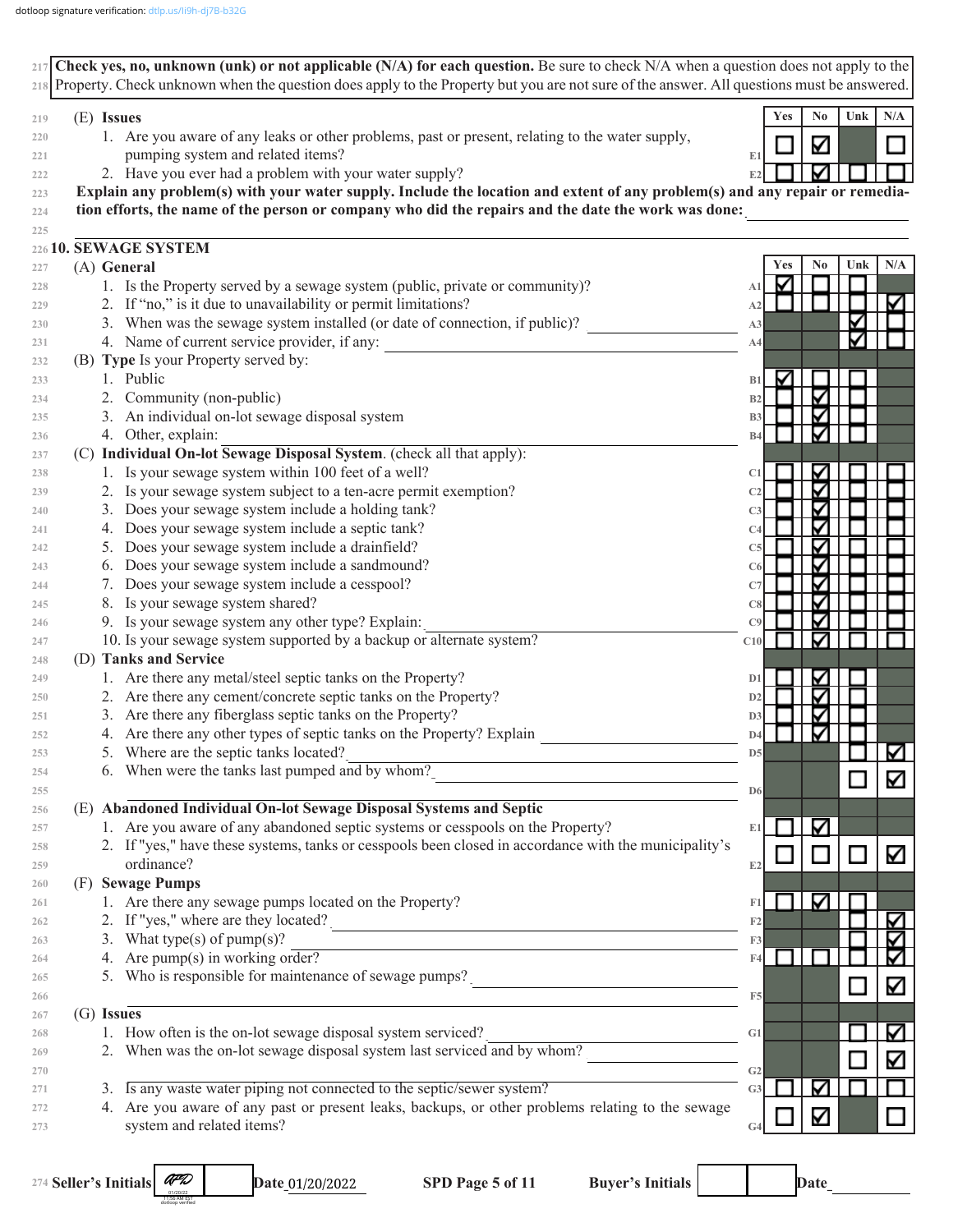**Check yes, no, unknown (unk) or not applicable (N/A) for each question.** Be sure to check N/A when a question does not apply to the Property. Check unknown when the question does apply to the Property but you are not sure of the answer. All questions must be answered.

(E) **Issues**

| | | Yes | No | Unk | N/A |
|---|---|---|---|---|---|
| 1. Are you aware of any leaks or other problems, past or present, relating to the water supply, pumping system and related items? | E1 | ☐ | ☑ | | ☐ |
| 2. Have you ever had a problem with your water supply? | E2 | ☐ | ☑ | ☐ | ☐ |

**Explain any problem(s) with your water supply. Include the location and extent of any problem(s) and any repair or remediation efforts, the name of the person or company who did the repairs and the date the work was done:** \_\_\_\_\_\_\_\_\_\_

## 10. SEWAGE SYSTEM

| | | Yes | No | Unk | N/A |
|---|---|---|---|---|---|
| **(A) General** | | | | | |
| 1. Is the Property served by a sewage system (public, private or community)? | A1 | ☑ | ☐ | ☐ | |
| 2. If "no," is it due to unavailability or permit limitations? | A2 | ☐ | ☐ | ☐ | ☑ |
| 3. When was the sewage system installed (or date of connection, if public)? \_\_\_\_\_\_\_\_\_\_ | A3 | | | ☑ | ☐ |
| 4. Name of current service provider, if any: \_\_\_\_\_\_\_\_\_\_ | A4 | | | ☑ | ☐ |
| **(B) Type** Is your Property served by: | | | | | |
| 1. Public | B1 | ☑ | ☐ | ☐ | |
| 2. Community (non-public) | B2 | ☐ | ☑ | ☐ | |
| 3. An individual on-lot sewage disposal system | B3 | ☐ | ☑ | ☐ | |
| 4. Other, explain: \_\_\_\_\_\_\_\_\_\_ | B4 | ☐ | ☑ | ☐ | |
| **(C) Individual On-lot Sewage Disposal System.** (check all that apply): | | | | | |
| 1. Is your sewage system within 100 feet of a well? | C1 | ☐ | ☑ | ☐ | ☐ |
| 2. Is your sewage system subject to a ten-acre permit exemption? | C2 | ☐ | ☑ | ☐ | ☐ |
| 3. Does your sewage system include a holding tank? | C3 | ☐ | ☑ | ☐ | ☐ |
| 4. Does your sewage system include a septic tank? | C4 | ☐ | ☑ | ☐ | ☐ |
| 5. Does your sewage system include a drainfield? | C5 | ☐ | ☑ | ☐ | ☐ |
| 6. Does your sewage system include a sandmound? | C6 | ☐ | ☑ | ☐ | ☐ |
| 7. Does your sewage system include a cesspool? | C7 | ☐ | ☑ | ☐ | ☐ |
| 8. Is your sewage system shared? | C8 | ☐ | ☑ | ☐ | ☐ |
| 9. Is your sewage system any other type? Explain: \_\_\_\_\_\_\_\_\_\_ | C9 | ☐ | ☑ | ☐ | ☐ |
| 10. Is your sewage system supported by a backup or alternate system? | C10 | ☐ | ☑ | ☐ | ☐ |
| **(D) Tanks and Service** | | | | | |
| 1. Are there any metal/steel septic tanks on the Property? | D1 | ☐ | ☑ | ☐ | |
| 2. Are there any cement/concrete septic tanks on the Property? | D2 | ☐ | ☑ | ☐ | |
| 3. Are there any fiberglass septic tanks on the Property? | D3 | ☐ | ☑ | ☐ | |
| 4. Are there any other types of septic tanks on the Property? Explain \_\_\_\_\_\_\_\_\_\_ | D4 | ☐ | ☑ | ☐ | |
| 5. Where are the septic tanks located? \_\_\_\_\_\_\_\_\_\_ | D5 | | | ☐ | ☑ |
| 6. When were the tanks last pumped and by whom? \_\_\_\_\_\_\_\_\_\_ | D6 | | | ☐ | ☑ |
| **(E) Abandoned Individual On-lot Sewage Disposal Systems and Septic** | | | | | |
| 1. Are you aware of any abandoned septic systems or cesspools on the Property? | E1 | ☐ | ☑ | | |
| 2. If "yes," have these systems, tanks or cesspools been closed in accordance with the municipality's ordinance? | E2 | ☐ | ☐ | ☐ | ☑ |
| **(F) Sewage Pumps** | | | | | |
| 1. Are there any sewage pumps located on the Property? | F1 | ☐ | ☑ | ☐ | |
| 2. If "yes," where are they located? \_\_\_\_\_\_\_\_\_\_ | F2 | | | ☐ | ☑ |
| 3. What type(s) of pump(s)? \_\_\_\_\_\_\_\_\_\_ | F3 | | | ☐ | ☑ |
| 4. Are pump(s) in working order? | F4 | ☐ | ☐ | ☐ | ☑ |
| 5. Who is responsible for maintenance of sewage pumps? \_\_\_\_\_\_\_\_\_\_ | F5 | | | ☐ | ☑ |
| **(G) Issues** | | | | | |
| 1. How often is the on-lot sewage disposal system serviced? \_\_\_\_\_\_\_\_\_\_ | G1 | | | ☐ | ☑ |
| 2. When was the on-lot sewage disposal system last serviced and by whom? \_\_\_\_\_\_\_\_\_\_ | G2 | | | ☐ | ☑ |
| 3. Is any waste water piping not connected to the septic/sewer system? | G3 | ☐ | ☑ | ☐ | ☐ |
| 4. Are you aware of any past or present leaks, backups, or other problems relating to the sewage system and related items? | G4 | ☐ | ☑ | | ☐ |

Seller's Initials [initialed] Date 01/20/2022 Buyer's Initials \_\_\_\_ \_\_\_\_ Date \_\_\_\_\_\_\_\_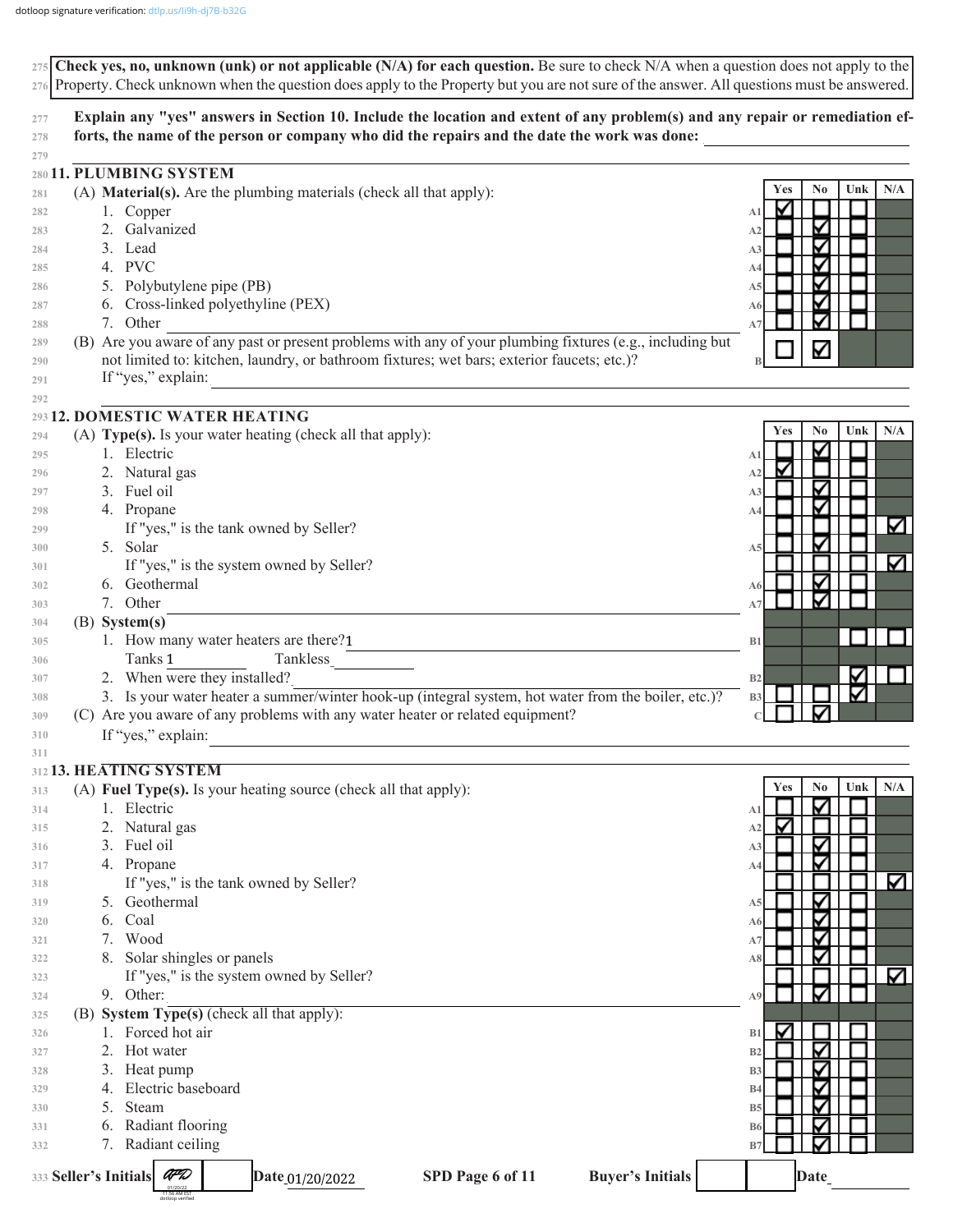dotloop signature verification: dtlp.us/li9h-dj7B-b32G

**Check yes, no, unknown (unk) or not applicable (N/A) for each question.** Be sure to check N/A when a question does not apply to the Property. Check unknown when the question does apply to the Property but you are not sure of the answer. All questions must be answered.

**Explain any "yes" answers in Section 10. Include the location and extent of any problem(s) and any repair or remediation efforts, the name of the person or company who did the repairs and the date the work was done:** ____________

## 11. PLUMBING SYSTEM

| | | Yes | No | Unk | N/A |
|---|---|---|---|---|---|
| (A) **Material(s).** Are the plumbing materials (check all that apply): | | | | | |
| 1. Copper | A1 | ☑ | ☐ | ☐ | |
| 2. Galvanized | A2 | ☐ | ☑ | ☐ | |
| 3. Lead | A3 | ☐ | ☑ | ☐ | |
| 4. PVC | A4 | ☐ | ☑ | ☐ | |
| 5. Polybutylene pipe (PB) | A5 | ☐ | ☑ | ☐ | |
| 6. Cross-linked polyethyline (PEX) | A6 | ☐ | ☑ | ☐ | |
| 7. Other ____________ | A7 | ☐ | ☑ | ☐ | |
| (B) Are you aware of any past or present problems with any of your plumbing fixtures (e.g., including but not limited to: kitchen, laundry, or bathroom fixtures; wet bars; exterior faucets; etc.)? If "yes," explain: ____________ | B | ☐ | ☑ | | |

## 12. DOMESTIC WATER HEATING

| | | Yes | No | Unk | N/A |
|---|---|---|---|---|---|
| (A) **Type(s).** Is your water heating (check all that apply): | | | | | |
| 1. Electric | A1 | ☐ | ☑ | ☐ | |
| 2. Natural gas | A2 | ☑ | ☐ | ☐ | |
| 3. Fuel oil | A3 | ☐ | ☑ | ☐ | |
| 4. Propane | A4 | ☐ | ☑ | ☐ | |
| If "yes," is the tank owned by Seller? | | ☐ | ☐ | ☐ | ☑ |
| 5. Solar | A5 | ☐ | ☑ | ☐ | |
| If "yes," is the system owned by Seller? | | ☐ | ☐ | ☐ | ☑ |
| 6. Geothermal | A6 | ☐ | ☑ | ☐ | |
| 7. Other ____________ | A7 | ☐ | ☑ | ☐ | |
| (B) **System(s)** | | | | | |
| 1. How many water heaters are there? 1 — Tanks 1 Tankless ______ | B1 | | | ☐ | ☐ |
| 2. When were they installed? ____________ | B2 | | | ☑ | ☐ |
| 3. Is your water heater a summer/winter hook-up (integral system, hot water from the boiler, etc.)? | B3 | ☐ | ☐ | ☑ | |
| (C) Are you aware of any problems with any water heater or related equipment? If "yes," explain: ____________ | C | ☐ | ☑ | | |

## 13. HEATING SYSTEM

| | | Yes | No | Unk | N/A |
|---|---|---|---|---|---|
| (A) **Fuel Type(s).** Is your heating source (check all that apply): | | | | | |
| 1. Electric | A1 | ☐ | ☑ | ☐ | |
| 2. Natural gas | A2 | ☑ | ☐ | ☐ | |
| 3. Fuel oil | A3 | ☐ | ☑ | ☐ | |
| 4. Propane | A4 | ☐ | ☑ | ☐ | |
| If "yes," is the tank owned by Seller? | | ☐ | ☐ | ☐ | ☑ |
| 5. Geothermal | A5 | ☐ | ☑ | ☐ | |
| 6. Coal | A6 | ☐ | ☑ | ☐ | |
| 7. Wood | A7 | ☐ | ☑ | ☐ | |
| 8. Solar shingles or panels | A8 | ☐ | ☑ | ☐ | |
| If "yes," is the system owned by Seller? | | ☐ | ☐ | ☐ | ☑ |
| 9. Other: ____________ | A9 | ☐ | ☑ | ☐ | |
| (B) **System Type(s)** (check all that apply): | | | | | |
| 1. Forced hot air | B1 | ☑ | ☐ | ☐ | |
| 2. Hot water | B2 | ☐ | ☑ | ☐ | |
| 3. Heat pump | B3 | ☐ | ☑ | ☐ | |
| 4. Electric baseboard | B4 | ☐ | ☑ | ☐ | |
| 5. Steam | B5 | ☐ | ☑ | ☐ | |
| 6. Radiant flooring | B6 | ☐ | ☑ | ☐ | |
| 7. Radiant ceiling | B7 | ☐ | ☑ | ☐ | |

**Seller's Initials** APD (01/20/22 11:56 AM EST dotloop verified) ______ **Date** 01/20/2022 **SPD Page 6 of 11** **Buyer's Initials** ______ ______ **Date** ______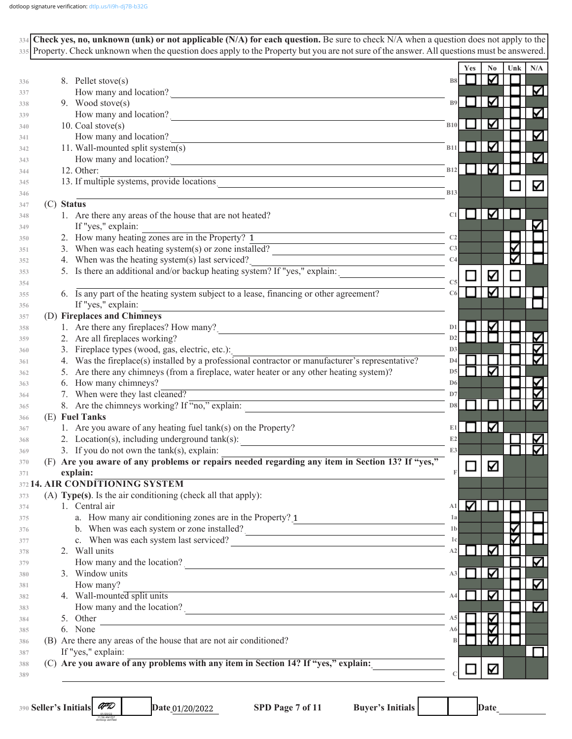**Check yes, no, unknown (unk) or not applicable (N/A) for each question.** Be sure to check N/A when a question does not apply to the Property. Check unknown when the question does apply to the Property but you are not sure of the answer. All questions must be answered.

| | | Yes | No | Unk | N/A |
|---|---|---|---|---|---|
| 8. Pellet stove(s) | B8 | ☐ | ☑ | ☐ | |
| How many and location? | | | | ☐ | ☑ |
| 9. Wood stove(s) | B9 | ☐ | ☑ | ☐ | |
| How many and location? | | | | ☐ | ☑ |
| 10. Coal stove(s) | B10 | ☐ | ☑ | ☐ | |
| How many and location? | | | | ☐ | ☑ |
| 11. Wall-mounted split system(s) | B11 | ☐ | ☑ | ☐ | |
| How many and location? | | | | ☐ | ☑ |
| 12. Other: | B12 | ☐ | ☑ | ☐ | |
| 13. If multiple systems, provide locations | B13 | | | ☐ | ☑ |
| **(C) Status** | | | | | |
| 1. Are there any areas of the house that are not heated? | C1 | ☐ | ☑ | ☐ | |
| If "yes," explain: | | | | | ☑ |
| 2. How many heating zones are in the Property? 1 | C2 | | | ☐ | ☐ |
| 3. When was each heating system(s) or zone installed? | C3 | | | ☑ | ☐ |
| 4. When was the heating system(s) last serviced? | C4 | | | ☑ | ☐ |
| 5. Is there an additional and/or backup heating system? If "yes," explain: | C5 | ☐ | ☑ | ☐ | |
| 6. Is any part of the heating system subject to a lease, financing or other agreement? | C6 | ☐ | ☑ | ☐ | ☐ |
| If "yes," explain: | | | | | ☐ |
| **(D) Fireplaces and Chimneys** | | | | | |
| 1. Are there any fireplaces? How many? | D1 | ☐ | ☑ | ☐ | |
| 2. Are all fireplaces working? | D2 | ☐ | ☐ | ☐ | ☑ |
| 3. Fireplace types (wood, gas, electric, etc.): | D3 | | | ☐ | ☑ |
| 4. Was the fireplace(s) installed by a professional contractor or manufacturer's representative? | D4 | ☐ | ☐ | ☐ | ☑ |
| 5. Are there any chimneys (from a fireplace, water heater or any other heating system)? | D5 | ☐ | ☑ | ☐ | |
| 6. How many chimneys? | D6 | | | ☐ | ☑ |
| 7. When were they last cleaned? | D7 | | | ☐ | ☑ |
| 8. Are the chimneys working? If "no," explain: | D8 | ☐ | ☐ | ☐ | ☑ |
| **(E) Fuel Tanks** | | | | | |
| 1. Are you aware of any heating fuel tank(s) on the Property? | E1 | ☐ | ☑ | | |
| 2. Location(s), including underground tank(s): | E2 | | | ☐ | ☑ |
| 3. If you do not own the tank(s), explain: | E3 | | | ☐ | ☑ |
| **(F) Are you aware of any problems or repairs needed regarding any item in Section 13? If "yes," explain:** | F | ☐ | ☑ | | |
| **14. AIR CONDITIONING SYSTEM** | | | | | |
| **(A) Type(s).** Is the air conditioning (check all that apply): | | | | | |
| 1. Central air | A1 | ☑ | ☐ | ☐ | |
| a. How many air conditioning zones are in the Property? 1 | 1a | | | ☐ | ☐ |
| b. When was each system or zone installed? | 1b | | | ☑ | ☐ |
| c. When was each system last serviced? | 1c | | | ☑ | ☐ |
| 2. Wall units | A2 | ☐ | ☑ | ☐ | |
| How many and the location? | | | | ☐ | ☑ |
| 3. Window units | A3 | ☐ | ☑ | ☐ | |
| How many? | | | | ☐ | ☑ |
| 4. Wall-mounted split units | A4 | ☐ | ☑ | ☐ | |
| How many and the location? | | | | ☐ | ☑ |
| 5. Other | A5 | ☐ | ☑ | ☐ | |
| 6. None | A6 | ☐ | ☑ | ☐ | |
| (B) Are there any areas of the house that are not air conditioned? | B | ☐ | ☑ | ☐ | |
| If "yes," explain: | | | | | ☐ |
| **(C) Are you aware of any problems with any item in Section 14? If "yes," explain:** | C | ☐ | ☑ | | |

Seller's Initials ___ Date 01/20/2022 SPD Page 7 of 11 Buyer's Initials ___ Date ___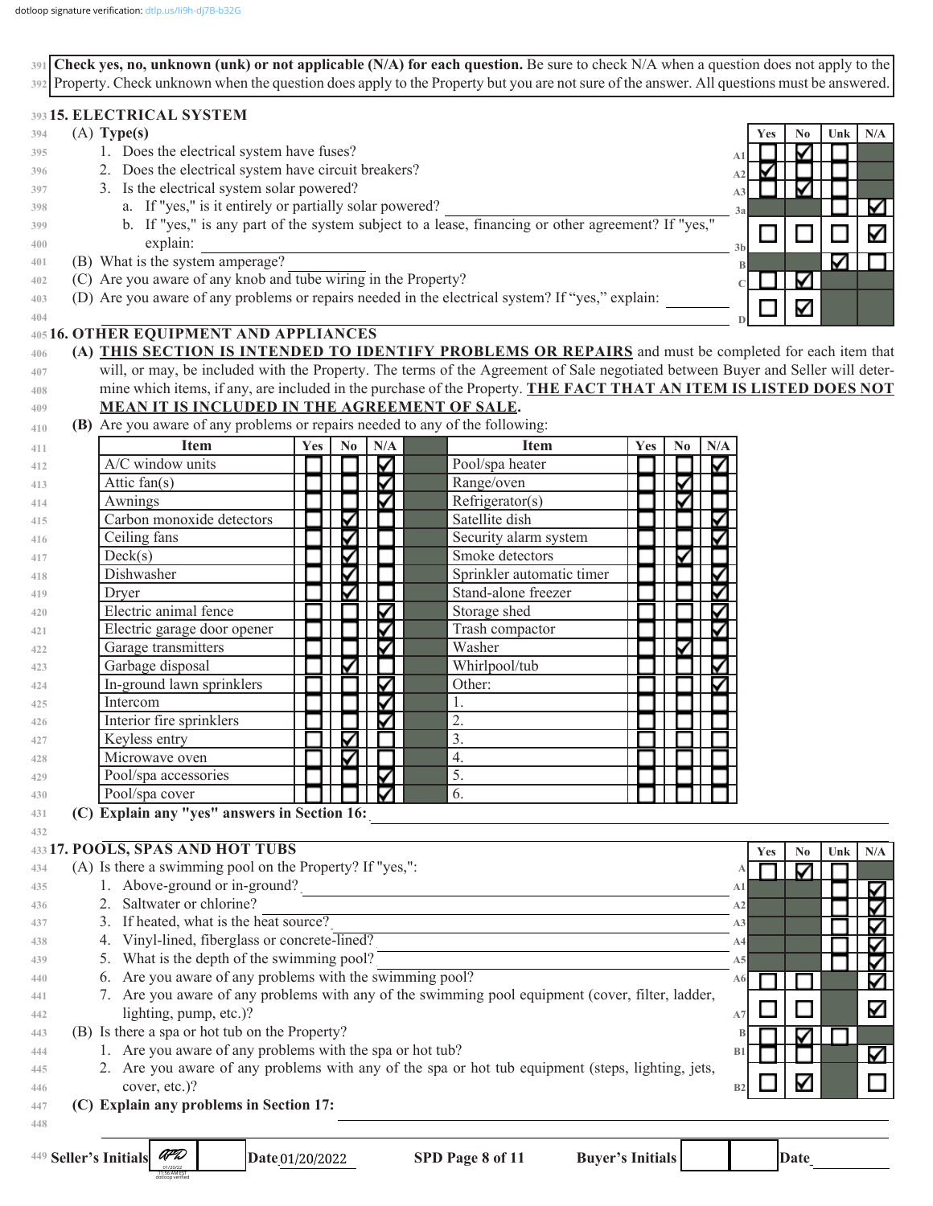**Check yes, no, unknown (unk) or not applicable (N/A) for each question.** Be sure to check N/A when a question does not apply to the Property. Check unknown when the question does apply to the Property but you are not sure of the answer. All questions must be answered.

## 15. ELECTRICAL SYSTEM

| | | Yes | No | Unk | N/A |
|---|---|---|---|---|---|
| | **(A) Type(s)** | | | | |
| A1 | 1. Does the electrical system have fuses? | ☐ | ☑ | ☐ | |
| A2 | 2. Does the electrical system have circuit breakers? | ☑ | ☐ | ☐ | |
| A3 | 3. Is the electrical system solar powered? | ☐ | ☑ | ☐ | |
| 3a | a. If "yes," is it entirely or partially solar powered? ______ | | | ☐ | ☑ |
| 3b | b. If "yes," is any part of the system subject to a lease, financing or other agreement? If "yes," explain: ______ | ☐ | ☐ | ☐ | ☑ |
| B | (B) What is the system amperage? ______ | | | ☑ | ☐ |
| C | (C) Are you aware of any knob and tube wiring in the Property? | ☐ | ☑ | | |
| D | (D) Are you aware of any problems or repairs needed in the electrical system? If "yes," explain: ______ | ☐ | ☑ | | |

## 16. OTHER EQUIPMENT AND APPLIANCES

**(A) THIS SECTION IS INTENDED TO IDENTIFY PROBLEMS OR REPAIRS** and must be completed for each item that will, or may, be included with the Property. The terms of the Agreement of Sale negotiated between Buyer and Seller will determine which items, if any, are included in the purchase of the Property. **THE FACT THAT AN ITEM IS LISTED DOES NOT MEAN IT IS INCLUDED IN THE AGREEMENT OF SALE.**

**(B)** Are you aware of any problems or repairs needed to any of the following:

| Item | Yes | No | N/A | Item | Yes | No | N/A |
|---|---|---|---|---|---|---|---|
| A/C window units | ☐ | ☐ | ☑ | Pool/spa heater | ☐ | ☐ | ☑ |
| Attic fan(s) | ☐ | ☐ | ☑ | Range/oven | ☐ | ☑ | ☐ |
| Awnings | ☐ | ☐ | ☑ | Refrigerator(s) | ☐ | ☑ | ☐ |
| Carbon monoxide detectors | ☐ | ☑ | ☐ | Satellite dish | ☐ | ☐ | ☑ |
| Ceiling fans | ☐ | ☑ | ☐ | Security alarm system | ☐ | ☐ | ☑ |
| Deck(s) | ☐ | ☑ | ☐ | Smoke detectors | ☐ | ☑ | ☐ |
| Dishwasher | ☐ | ☑ | ☐ | Sprinkler automatic timer | ☐ | ☐ | ☑ |
| Dryer | ☐ | ☑ | ☐ | Stand-alone freezer | ☐ | ☐ | ☑ |
| Electric animal fence | ☐ | ☐ | ☑ | Storage shed | ☐ | ☐ | ☑ |
| Electric garage door opener | ☐ | ☐ | ☑ | Trash compactor | ☐ | ☐ | ☑ |
| Garage transmitters | ☐ | ☐ | ☑ | Washer | ☐ | ☑ | ☐ |
| Garbage disposal | ☐ | ☑ | ☐ | Whirlpool/tub | ☐ | ☐ | ☑ |
| In-ground lawn sprinklers | ☐ | ☐ | ☑ | Other: | ☐ | ☐ | ☑ |
| Intercom | ☐ | ☐ | ☑ | 1. | ☐ | ☐ | ☐ |
| Interior fire sprinklers | ☐ | ☐ | ☑ | 2. | ☐ | ☐ | ☐ |
| Keyless entry | ☐ | ☑ | ☐ | 3. | ☐ | ☐ | ☐ |
| Microwave oven | ☐ | ☑ | ☐ | 4. | ☐ | ☐ | ☐ |
| Pool/spa accessories | ☐ | ☐ | ☑ | 5. | ☐ | ☐ | ☐ |
| Pool/spa cover | ☐ | ☐ | ☑ | 6. | ☐ | ☐ | ☐ |

**(C) Explain any "yes" answers in Section 16:** ______

## 17. POOLS, SPAS AND HOT TUBS

| | | Yes | No | Unk | N/A |
|---|---|---|---|---|---|
| A | (A) Is there a swimming pool on the Property? If "yes,": | ☐ | ☑ | ☐ | |
| A1 | 1. Above-ground or in-ground? ______ | | | ☐ | ☑ |
| A2 | 2. Saltwater or chlorine? ______ | | | ☐ | ☑ |
| A3 | 3. If heated, what is the heat source? ______ | | | ☐ | ☑ |
| A4 | 4. Vinyl-lined, fiberglass or concrete-lined? ______ | | | ☐ | ☑ |
| A5 | 5. What is the depth of the swimming pool? ______ | | | ☐ | ☑ |
| A6 | 6. Are you aware of any problems with the swimming pool? | ☐ | ☐ | | ☑ |
| A7 | 7. Are you aware of any problems with any of the swimming pool equipment (cover, filter, ladder, lighting, pump, etc.)? | ☐ | ☐ | | ☑ |
| B | (B) Is there a spa or hot tub on the Property? | ☐ | ☑ | ☐ | |
| B1 | 1. Are you aware of any problems with the spa or hot tub? | ☐ | ☐ | | ☑ |
| B2 | 2. Are you aware of any problems with any of the spa or hot tub equipment (steps, lighting, jets, cover, etc.)? | ☐ | ☑ | | ☐ |

**(C) Explain any problems in Section 17:** ______

Seller's Initials [initials] ______ Date 01/20/2022 | Buyer's Initials ______ ______ Date ______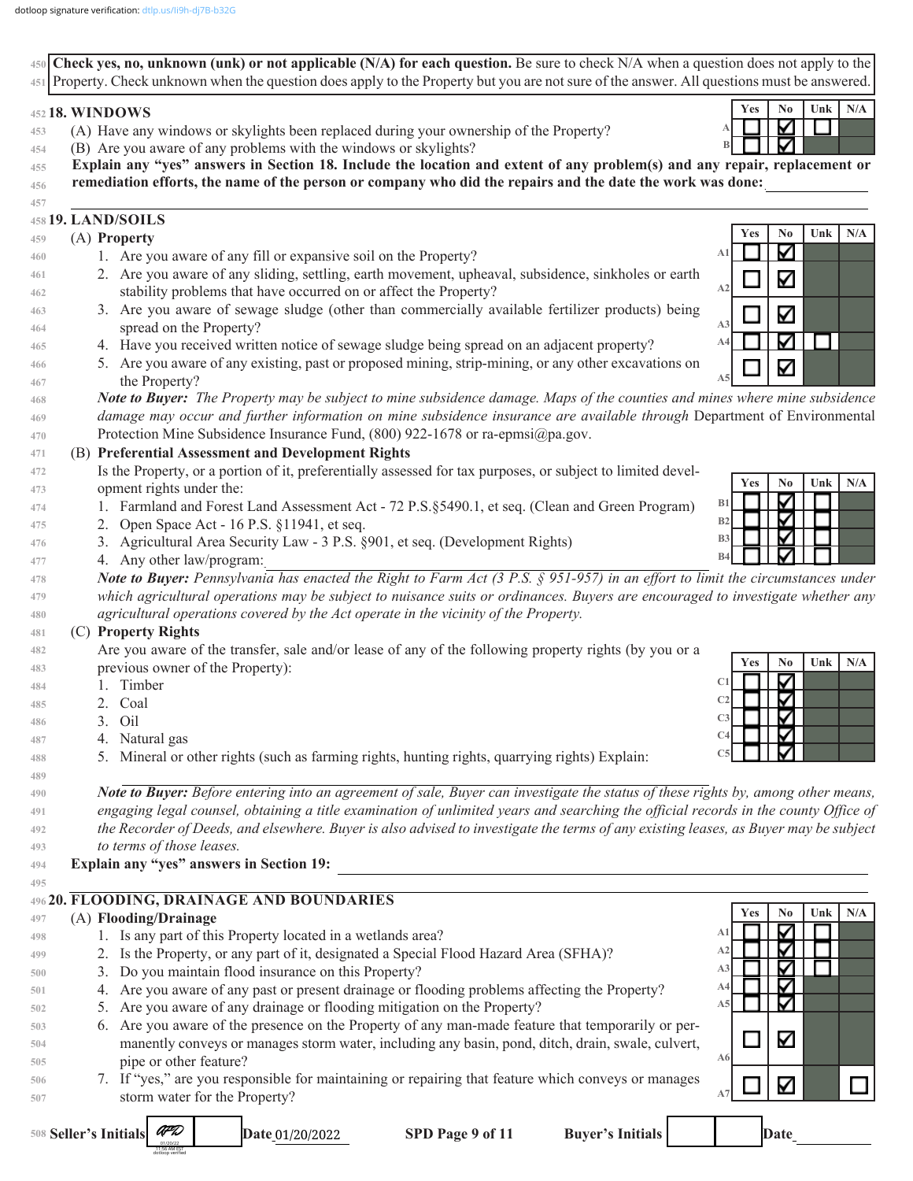dotloop signature verification: dtlp.us/li9h-dj7B-b32G

**Check yes, no, unknown (unk) or not applicable (N/A) for each question.** Be sure to check N/A when a question does not apply to the Property. Check unknown when the question does apply to the Property but you are not sure of the answer. All questions must be answered.

## 18. WINDOWS

| | Question | Yes | No | Unk | N/A |
|---|---|---|---|---|---|
| A | (A) Have any windows or skylights been replaced during your ownership of the Property? | ☐ | ☑ | ☐ | |
| B | (B) Are you aware of any problems with the windows or skylights? | ☐ | ☑ | | |

**Explain any "yes" answers in Section 18. Include the location and extent of any problem(s) and any repair, replacement or remediation efforts, the name of the person or company who did the repairs and the date the work was done:** \_\_\_\_\_\_\_\_\_\_

## 19. LAND/SOILS

**(A) Property**

| | Question | Yes | No | Unk | N/A |
|---|---|---|---|---|---|
| A1 | 1. Are you aware of any fill or expansive soil on the Property? | ☐ | ☑ | | |
| A2 | 2. Are you aware of any sliding, settling, earth movement, upheaval, subsidence, sinkholes or earth stability problems that have occurred on or affect the Property? | ☐ | ☑ | | |
| A3 | 3. Are you aware of sewage sludge (other than commercially available fertilizer products) being spread on the Property? | ☐ | ☑ | | |
| A4 | 4. Have you received written notice of sewage sludge being spread on an adjacent property? | ☐ | ☑ | ☐ | |
| A5 | 5. Are you aware of any existing, past or proposed mining, strip-mining, or any other excavations on the Property? | ☐ | ☑ | | |

*Note to Buyer: The Property may be subject to mine subsidence damage. Maps of the counties and mines where mine subsidence damage may occur and further information on mine subsidence insurance are available through* Department of Environmental Protection Mine Subsidence Insurance Fund, (800) 922-1678 or ra-epmsi@pa.gov.

**(B) Preferential Assessment and Development Rights**

Is the Property, or a portion of it, preferentially assessed for tax purposes, or subject to limited development rights under the:

| | Question | Yes | No | Unk | N/A |
|---|---|---|---|---|---|
| B1 | 1. Farmland and Forest Land Assessment Act - 72 P.S.§5490.1, et seq. (Clean and Green Program) | ☐ | ☑ | ☐ | |
| B2 | 2. Open Space Act - 16 P.S. §11941, et seq. | ☐ | ☑ | ☐ | |
| B3 | 3. Agricultural Area Security Law - 3 P.S. §901, et seq. (Development Rights) | ☐ | ☑ | ☐ | |
| B4 | 4. Any other law/program: \_\_\_\_\_\_\_\_\_\_ | ☐ | ☑ | ☐ | |

*Note to Buyer: Pennsylvania has enacted the Right to Farm Act (3 P.S. § 951-957) in an effort to limit the circumstances under which agricultural operations may be subject to nuisance suits or ordinances. Buyers are encouraged to investigate whether any agricultural operations covered by the Act operate in the vicinity of the Property.*

**(C) Property Rights**

Are you aware of the transfer, sale and/or lease of any of the following property rights (by you or a previous owner of the Property):

| | Question | Yes | No | Unk | N/A |
|---|---|---|---|---|---|
| C1 | 1. Timber | ☐ | ☑ | | |
| C2 | 2. Coal | ☐ | ☑ | | |
| C3 | 3. Oil | ☐ | ☑ | | |
| C4 | 4. Natural gas | ☐ | ☑ | | |
| C5 | 5. Mineral or other rights (such as farming rights, hunting rights, quarrying rights) Explain: \_\_\_\_\_\_\_\_\_\_ | ☐ | ☑ | | |

*Note to Buyer: Before entering into an agreement of sale, Buyer can investigate the status of these rights by, among other means, engaging legal counsel, obtaining a title examination of unlimited years and searching the official records in the county Office of the Recorder of Deeds, and elsewhere. Buyer is also advised to investigate the terms of any existing leases, as Buyer may be subject to terms of those leases.*

**Explain any "yes" answers in Section 19:** \_\_\_\_\_\_\_\_\_\_

## 20. FLOODING, DRAINAGE AND BOUNDARIES

**(A) Flooding/Drainage**

| | Question | Yes | No | Unk | N/A |
|---|---|---|---|---|---|
| A1 | 1. Is any part of this Property located in a wetlands area? | ☐ | ☑ | ☐ | |
| A2 | 2. Is the Property, or any part of it, designated a Special Flood Hazard Area (SFHA)? | ☐ | ☑ | ☐ | |
| A3 | 3. Do you maintain flood insurance on this Property? | ☐ | ☑ | ☐ | |
| A4 | 4. Are you aware of any past or present drainage or flooding problems affecting the Property? | ☐ | ☑ | | |
| A5 | 5. Are you aware of any drainage or flooding mitigation on the Property? | ☐ | ☑ | | |
| A6 | 6. Are you aware of the presence on the Property of any man-made feature that temporarily or permanently conveys or manages storm water, including any basin, pond, ditch, drain, swale, culvert, pipe or other feature? | ☐ | ☑ | | |
| A7 | 7. If "yes," are you responsible for maintaining or repairing that feature which conveys or manages storm water for the Property? | ☐ | ☑ | | ☐ |

Seller's Initials | Date 01/20/2022 | SPD Page 9 of 11 | Buyer's Initials | Date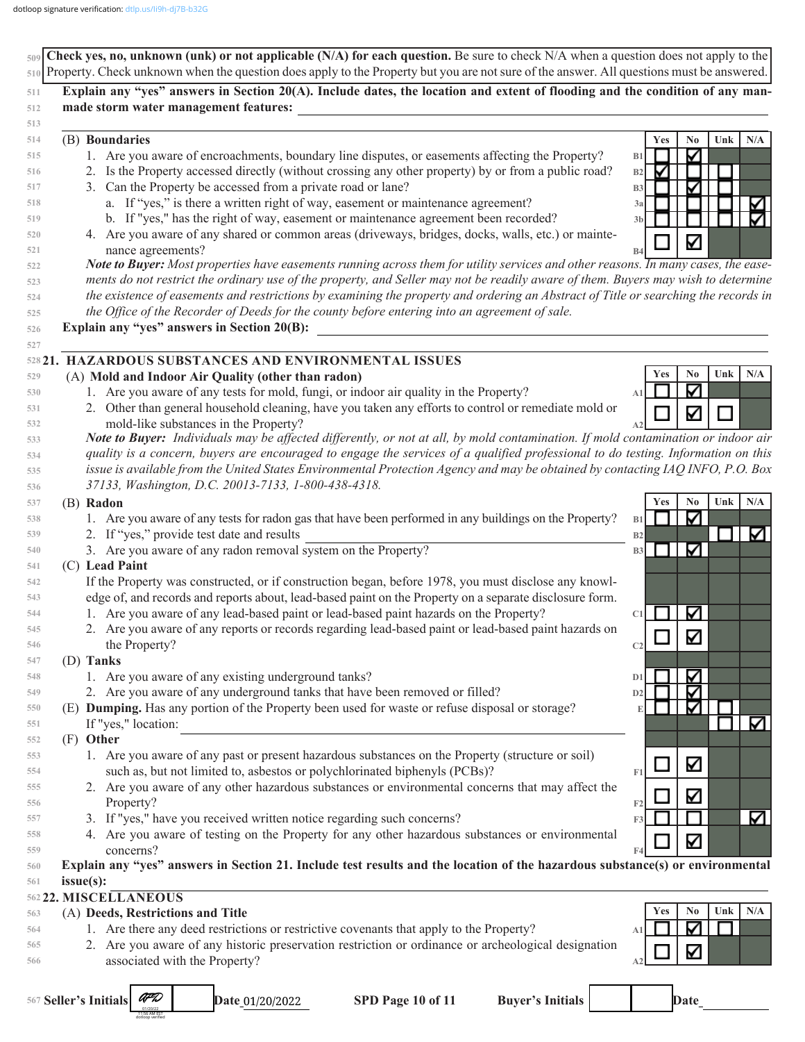dotloop signature verification: dtlp.us/li9h-dj7B-b32G

**Check yes, no, unknown (unk) or not applicable (N/A) for each question.** Be sure to check N/A when a question does not apply to the Property. Check unknown when the question does apply to the Property but you are not sure of the answer. All questions must be answered.

**Explain any "yes" answers in Section 20(A). Include dates, the location and extent of flooding and the condition of any man-made storm water management features:** ___

**(B) Boundaries**

| | | Yes | No | Unk | N/A |
|---|---|---|---|---|---|
| 1. Are you aware of encroachments, boundary line disputes, or easements affecting the Property? | B1 | ☐ | ☑ | | |
| 2. Is the Property accessed directly (without crossing any other property) by or from a public road? | B2 | ☑ | ☐ | ☐ | |
| 3. Can the Property be accessed from a private road or lane? | B3 | ☐ | ☑ | ☐ | |
| a. If "yes," is there a written right of way, easement or maintenance agreement? | 3a | ☐ | ☐ | ☐ | ☑ |
| b. If "yes," has the right of way, easement or maintenance agreement been recorded? | 3b | ☐ | ☐ | ☐ | ☑ |
| 4. Are you aware of any shared or common areas (driveways, bridges, docks, walls, etc.) or maintenance agreements? | B4 | ☐ | ☑ | | |

*Note to Buyer: Most properties have easements running across them for utility services and other reasons. In many cases, the easements do not restrict the ordinary use of the property, and Seller may not be readily aware of them. Buyers may wish to determine the existence of easements and restrictions by examining the property and ordering an Abstract of Title or searching the records in the Office of the Recorder of Deeds for the county before entering into an agreement of sale.*

**Explain any "yes" answers in Section 20(B):** ___

## 21. HAZARDOUS SUBSTANCES AND ENVIRONMENTAL ISSUES

**(A) Mold and Indoor Air Quality (other than radon)**

| | | Yes | No | Unk | N/A |
|---|---|---|---|---|---|
| 1. Are you aware of any tests for mold, fungi, or indoor air quality in the Property? | A1 | ☐ | ☑ | | |
| 2. Other than general household cleaning, have you taken any efforts to control or remediate mold or mold-like substances in the Property? | A2 | ☐ | ☑ | ☐ | |

*Note to Buyer: Individuals may be affected differently, or not at all, by mold contamination. If mold contamination or indoor air quality is a concern, buyers are encouraged to engage the services of a qualified professional to do testing. Information on this issue is available from the United States Environmental Protection Agency and may be obtained by contacting IAQ INFO, P.O. Box 37133, Washington, D.C. 20013-7133, 1-800-438-4318.*

| | | Yes | No | Unk | N/A |
|---|---|---|---|---|---|
| **(B) Radon** | | | | | |
| 1. Are you aware of any tests for radon gas that have been performed in any buildings on the Property? | B1 | ☐ | ☑ | | |
| 2. If "yes," provide test date and results ___ | B2 | | | ☐ | ☑ |
| 3. Are you aware of any radon removal system on the Property? | B3 | ☐ | ☑ | | |
| **(C) Lead Paint** | | | | | |
| If the Property was constructed, or if construction began, before 1978, you must disclose any knowledge of, and records and reports about, lead-based paint on the Property on a separate disclosure form. | | | | | |
| 1. Are you aware of any lead-based paint or lead-based paint hazards on the Property? | C1 | ☐ | ☑ | | |
| 2. Are you aware of any reports or records regarding lead-based paint or lead-based paint hazards on the Property? | C2 | ☐ | ☑ | | |
| **(D) Tanks** | | | | | |
| 1. Are you aware of any existing underground tanks? | D1 | ☐ | ☑ | | |
| 2. Are you aware of any underground tanks that have been removed or filled? | D2 | ☐ | ☑ | | |
| **(E) Dumping.** Has any portion of the Property been used for waste or refuse disposal or storage? | E | ☐ | ☑ | ☐ | |
| If "yes," location: ___ | | | | ☐ | ☑ |
| **(F) Other** | | | | | |
| 1. Are you aware of any past or present hazardous substances on the Property (structure or soil) such as, but not limited to, asbestos or polychlorinated biphenyls (PCBs)? | F1 | ☐ | ☑ | | |
| 2. Are you aware of any other hazardous substances or environmental concerns that may affect the Property? | F2 | ☐ | ☑ | | |
| 3. If "yes," have you received written notice regarding such concerns? | F3 | ☐ | ☐ | | ☑ |
| 4. Are you aware of testing on the Property for any other hazardous substances or environmental concerns? | F4 | ☐ | ☑ | | |

**Explain any "yes" answers in Section 21. Include test results and the location of the hazardous substance(s) or environmental issue(s):** ___

## 22. MISCELLANEOUS

**(A) Deeds, Restrictions and Title**

| | | Yes | No | Unk | N/A |
|---|---|---|---|---|---|
| 1. Are there any deed restrictions or restrictive covenants that apply to the Property? | A1 | ☐ | ☑ | ☐ | |
| 2. Are you aware of any historic preservation restriction or ordinance or archeological designation associated with the Property? | A2 | ☐ | ☑ | | |

Seller's Initials [initials — dotloop verified 01/20/22 11:50 AM EST] Date 01/20/2022 | Buyer's Initials ___ Date ___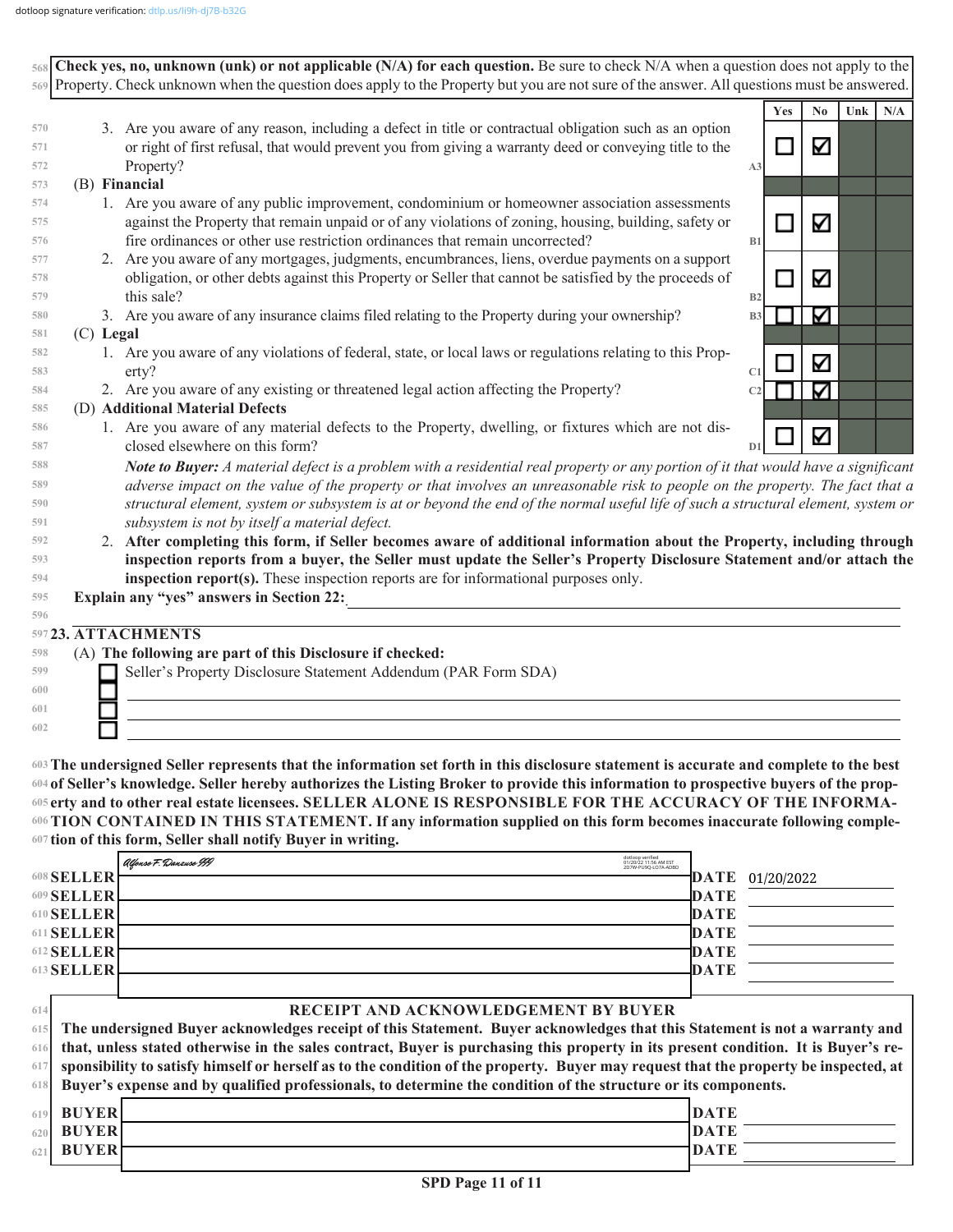**Check yes, no, unknown (unk) or not applicable (N/A) for each question.** Be sure to check N/A when a question does not apply to the Property. Check unknown when the question does apply to the Property but you are not sure of the answer. All questions must be answered.

| | | Yes | No | Unk | N/A |
|---|---|---|---|---|---|
| 3. Are you aware of any reason, including a defect in title or contractual obligation such as an option or right of first refusal, that would prevent you from giving a warranty deed or conveying title to the Property? | A3 | ☐ | ☑ | | |
| **(B) Financial** | | | | | |
| 1. Are you aware of any public improvement, condominium or homeowner association assessments against the Property that remain unpaid or of any violations of zoning, housing, building, safety or fire ordinances or other use restriction ordinances that remain uncorrected? | B1 | ☐ | ☑ | | |
| 2. Are you aware of any mortgages, judgments, encumbrances, liens, overdue payments on a support obligation, or other debts against this Property or Seller that cannot be satisfied by the proceeds of this sale? | B2 | ☐ | ☑ | | |
| 3. Are you aware of any insurance claims filed relating to the Property during your ownership? | B3 | ☐ | ☑ | | |
| **(C) Legal** | | | | | |
| 1. Are you aware of any violations of federal, state, or local laws or regulations relating to this Property? | C1 | ☐ | ☑ | | |
| 2. Are you aware of any existing or threatened legal action affecting the Property? | C2 | ☐ | ☑ | | |
| **(D) Additional Material Defects** | | | | | |
| 1. Are you aware of any material defects to the Property, dwelling, or fixtures which are not disclosed elsewhere on this form? | D1 | ☐ | ☑ | | |

***Note to Buyer:*** *A material defect is a problem with a residential real property or any portion of it that would have a significant adverse impact on the value of the property or that involves an unreasonable risk to people on the property. The fact that a structural element, system or subsystem is at or beyond the end of the normal useful life of such a structural element, system or subsystem is not by itself a material defect.*

2. **After completing this form, if Seller becomes aware of additional information about the Property, including through inspection reports from a buyer, the Seller must update the Seller's Property Disclosure Statement and/or attach the inspection report(s).** These inspection reports are for informational purposes only.

**Explain any "yes" answers in Section 22:**

## 23. ATTACHMENTS

(A) **The following are part of this Disclosure if checked:**

- ☐ Seller's Property Disclosure Statement Addendum (PAR Form SDA)
- ☐
- ☐
- ☐

**The undersigned Seller represents that the information set forth in this disclosure statement is accurate and complete to the best of Seller's knowledge. Seller hereby authorizes the Listing Broker to provide this information to prospective buyers of the property and to other real estate licensees. SELLER ALONE IS RESPONSIBLE FOR THE ACCURACY OF THE INFORMATION CONTAINED IN THIS STATEMENT. If any information supplied on this form becomes inaccurate following completion of this form, Seller shall notify Buyer in writing.**

| | | | |
|---|---|---|---|
| **SELLER** | Alfonso F. Danzuso III (dotloop verified 01/20/22 11:56 AM EST 2D7W-PU9Q-LO7A-AD8D) | **DATE** | 01/20/2022 |
| **SELLER** | | **DATE** | |
| **SELLER** | | **DATE** | |
| **SELLER** | | **DATE** | |
| **SELLER** | | **DATE** | |
| **SELLER** | | **DATE** | |

### RECEIPT AND ACKNOWLEDGEMENT BY BUYER

**The undersigned Buyer acknowledges receipt of this Statement. Buyer acknowledges that this Statement is not a warranty and that, unless stated otherwise in the sales contract, Buyer is purchasing this property in its present condition. It is Buyer's responsibility to satisfy himself or herself as to the condition of the property. Buyer may request that the property be inspected, at Buyer's expense and by qualified professionals, to determine the condition of the structure or its components.**

| | | | |
|---|---|---|---|
| **BUYER** | | **DATE** | |
| **BUYER** | | **DATE** | |
| **BUYER** | | **DATE** | |